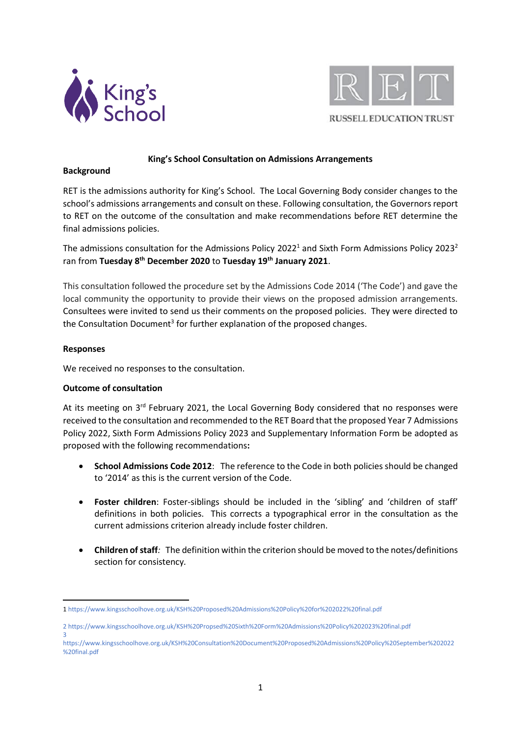# King's School Consultation on Admissions Arrangements

## Background

RET is the admissions authority for King's School. The Local Governing Body consider changes to the school's admissions arrangements and consult on these. Following consultation, the Governors report to RET on the outcome of the consultation and make recommendations before RET determine the final admissions policies.

The admissions consultation for the Admissions Policy 2022[1] and Sixth Form Admissions Policy 2023[2] ran from **Tuesday 8th December 2020** to **Tuesday 19th January 2021**.

This consultation followed the procedure set by the Admissions Code 2014 ('The Code') and gave the local community the opportunity to provide their views on the proposed admission arrangements. Consultees were invited to send us their comments on the proposed policies. They were directed to the Consultation Document[3] for further explanation of the proposed changes.

## Responses

We received no responses to the consultation.

## Outcome of consultation

At its meeting on 3rd February 2021, the Local Governing Body considered that no responses were received to the consultation and recommended to the RET Board that the proposed Year 7 Admissions Policy 2022, Sixth Form Admissions Policy 2023 and Supplementary Information Form be adopted as proposed with the following recommendations**:**

- **School Admissions Code 2012**: The reference to the Code in both policies should be changed to '2014' as this is the current version of the Code.
- **Foster children**: Foster-siblings should be included in the 'sibling' and 'children of staff' definitions in both policies. This corrects a typographical error in the consultation as the current admissions criterion already include foster children.
- **Children of staff***:* The definition within the criterion should be moved to the notes/definitions section for consistency.

---

1 https://www.kingsschoolhove.org.uk/KSH%20Proposed%20Admissions%20Policy%20for%202022%20final.pdf

2 https://www.kingsschoolhove.org.uk/KSH%20Propsed%20Sixth%20Form%20Admissions%20Policy%202023%20final.pdf

3 https://www.kingsschoolhove.org.uk/KSH%20Consultation%20Document%20Proposed%20Admissions%20Policy%20September%202022%20final.pdf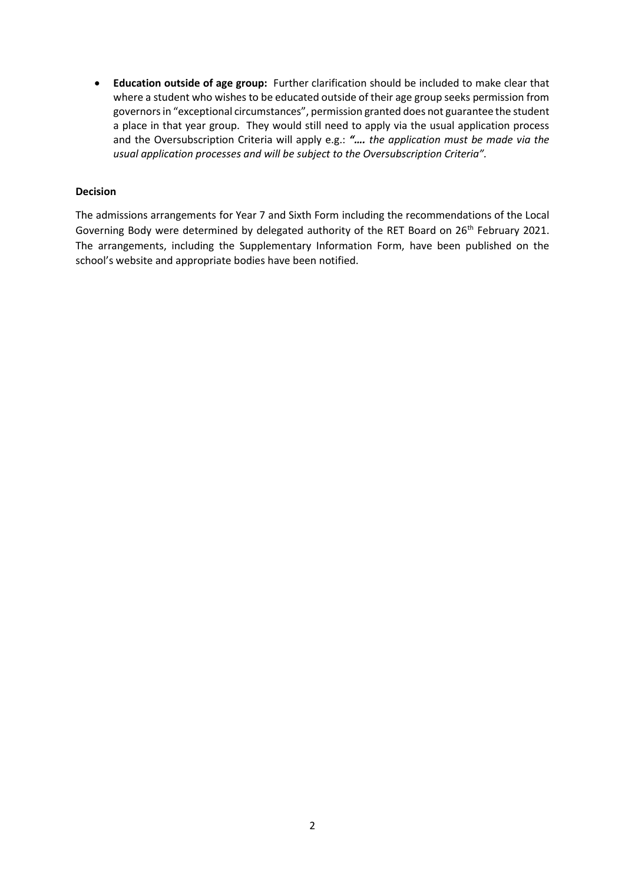- **Education outside of age group:** Further clarification should be included to make clear that where a student who wishes to be educated outside of their age group seeks permission from governors in "exceptional circumstances", permission granted does not guarantee the student a place in that year group. They would still need to apply via the usual application process and the Oversubscription Criteria will apply e.g.: ***"….*** *the application must be made via the usual application processes and will be subject to the Oversubscription Criteria".*

**Decision**

The admissions arrangements for Year 7 and Sixth Form including the recommendations of the Local Governing Body were determined by delegated authority of the RET Board on 26th February 2021. The arrangements, including the Supplementary Information Form, have been published on the school's website and appropriate bodies have been notified.